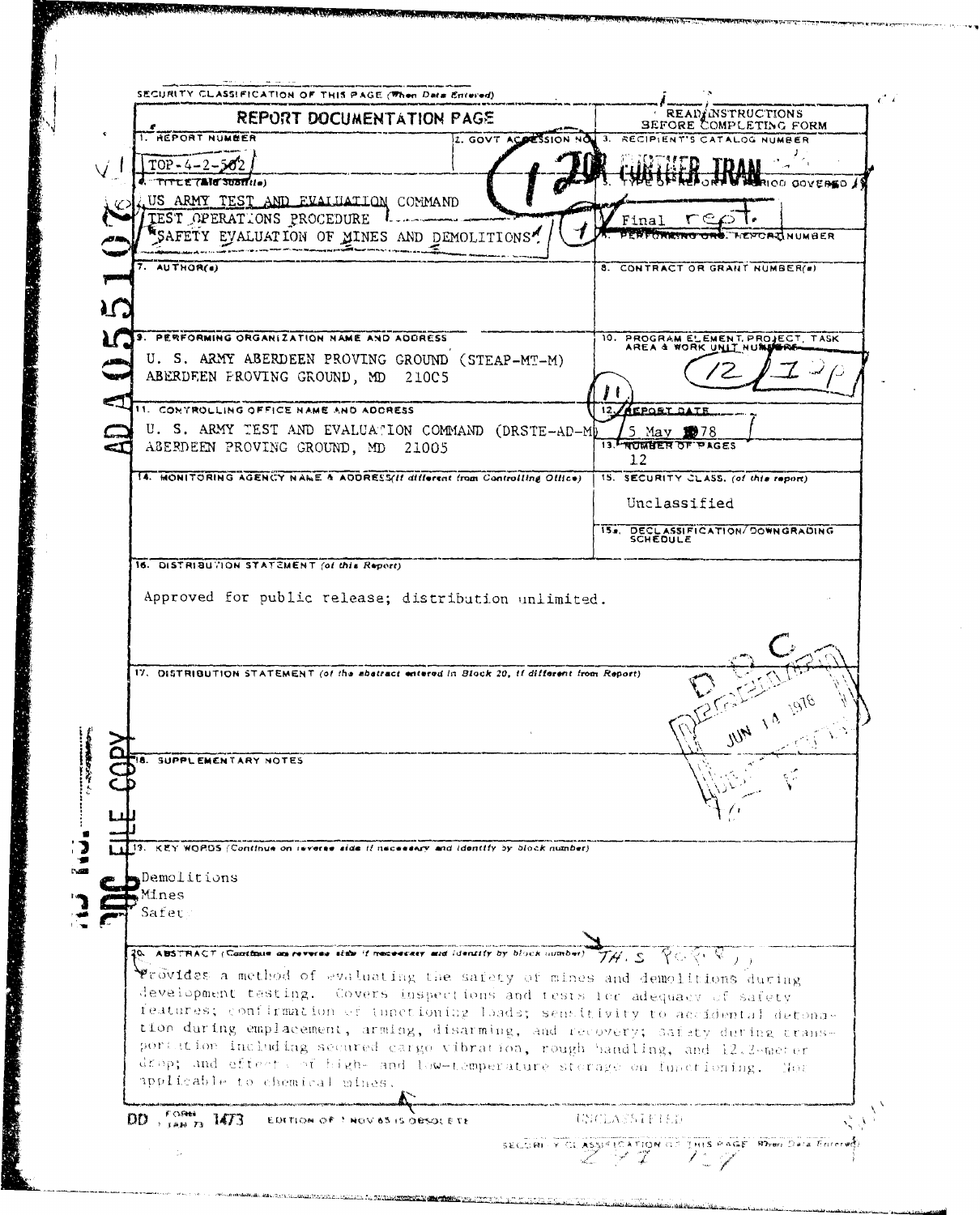SECURITY CLASSIFICATION OF THIS PAGE (When Data Entered)

# REPORT DOCUMENTATION PAGE

READ INSTRUCTIONS BEFORE COMPLETING FORM

| | |
|---|---|
| 1. REPORT NUMBER<br>TOP-4-2-502 | 2. GOVT ACCESSION NO. / 3. RECIPIENT'S CATALOG NUMBER |
| 4. TITLE (and Subtitle)<br>US ARMY TEST AND EVALUATION COMMAND<br>TEST OPERATIONS PROCEDURE<br>"SAFETY EVALUATION OF MINES AND DEMOLITIONS" | 5. TYPE OF REPORT & PERIOD COVERED<br>Final rept.<br>6. PERFORMING ORG. REPORT NUMBER |
| 7. AUTHOR(s) | 8. CONTRACT OR GRANT NUMBER(s) |
| 9. PERFORMING ORGANIZATION NAME AND ADDRESS<br>U. S. ARMY ABERDEEN PROVING GROUND (STEAP-MT-M)<br>ABERDEEN PROVING GROUND, MD 21005 | 10. PROGRAM ELEMENT, PROJECT, TASK AREA & WORK UNIT NUMBERS |
| 11. CONTROLLING OFFICE NAME AND ADDRESS<br>U. S. ARMY TEST AND EVALUATION COMMAND (DRSTE-AD-M)<br>ABERDEEN PROVING GROUND, MD 21005 | 12. REPORT DATE<br>5 May 1978<br>13. NUMBER OF PAGES<br>12 |
| 14. MONITORING AGENCY NAME & ADDRESS (if different from Controlling Office) | 15. SECURITY CLASS. (of this report)<br>Unclassified<br>15a. DECLASSIFICATION/DOWNGRADING SCHEDULE |

16. DISTRIBUTION STATEMENT (of this Report)

Approved for public release; distribution unlimited.

17. DISTRIBUTION STATEMENT (of the abstract entered in Block 20, if different from Report)

18. SUPPLEMENTARY NOTES

19. KEY WORDS (Continue on reverse side if necessary and identify by block number)

Demolitions
Mines
Safety

20. ABSTRACT (Continue on reverse side if necessary and identify by block number)

Provides a method of evaluating the safety of mines and demolitions during development testing. Covers inspections and tests for adequacy of safety features; confirmation of functioning loads; sensitivity to accidental detonation during emplacement, arming, disarming, and recovery; safety during transportation including secured cargo vibration, rough handling, and 12.2-meter drop; and effects of high- and low-temperature storage on functioning. Not applicable to chemical mines.

DD FORM 1473 1 JAN 73 EDITION OF 1 NOV 65 IS OBSOLETE

UNCLASSIFIED

SECURITY CLASSIFICATION OF THIS PAGE (When Data Entered)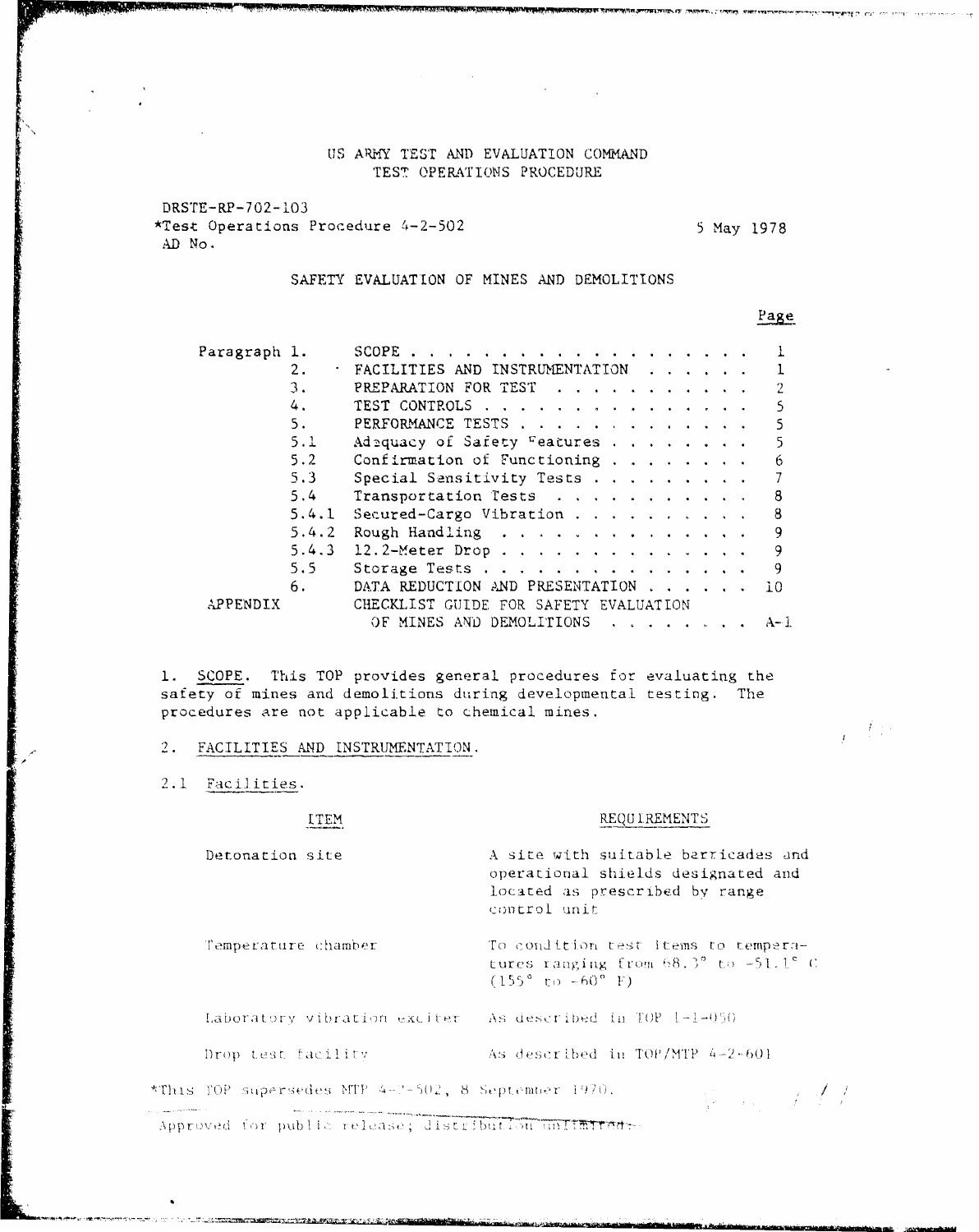US ARMY TEST AND EVALUATION COMMAND
TEST OPERATIONS PROCEDURE

DRSTE-RP-702-103
*Test Operations Procedure 4-2-502
AD No.

5 May 1978

# SAFETY EVALUATION OF MINES AND DEMOLITIONS

| | | | Page |
|---|---|---|---|
| Paragraph | 1. | SCOPE | 1 |
| | 2. | FACILITIES AND INSTRUMENTATION | 1 |
| | 3. | PREPARATION FOR TEST | 2 |
| | 4. | TEST CONTROLS | 5 |
| | 5. | PERFORMANCE TESTS | 5 |
| | 5.1 | Adequacy of Safety Features | 5 |
| | 5.2 | Confirmation of Functioning | 6 |
| | 5.3 | Special Sensitivity Tests | 7 |
| | 5.4 | Transportation Tests | 8 |
| | 5.4.1 | Secured-Cargo Vibration | 8 |
| | 5.4.2 | Rough Handling | 9 |
| | 5.4.3 | 12.2-Meter Drop | 9 |
| | 5.5 | Storage Tests | 9 |
| | 6. | DATA REDUCTION AND PRESENTATION | 10 |
| APPENDIX | | CHECKLIST GUIDE FOR SAFETY EVALUATION OF MINES AND DEMOLITIONS | A-1 |

1. SCOPE. This TOP provides general procedures for evaluating the safety of mines and demolitions during developmental testing. The procedures are not applicable to chemical mines.

2. FACILITIES AND INSTRUMENTATION.

2.1 Facilities.

| ITEM | REQUIREMENTS |
|---|---|
| Detonation site | A site with suitable barricades and operational shields designated and located as prescribed by range control unit |
| Temperature chamber | To condition test items to temperatures ranging from 68.3° to -51.1° C (155° to -60° F) |
| Laboratory vibration exciter | As described in TOP 1-1-050 |
| Drop test facility | As described in TOP/MTP 4-2-601 |

*This TOP supersedes MTP 4-2-502, 8 September 1970.

Approved for public release; distribution unlimited.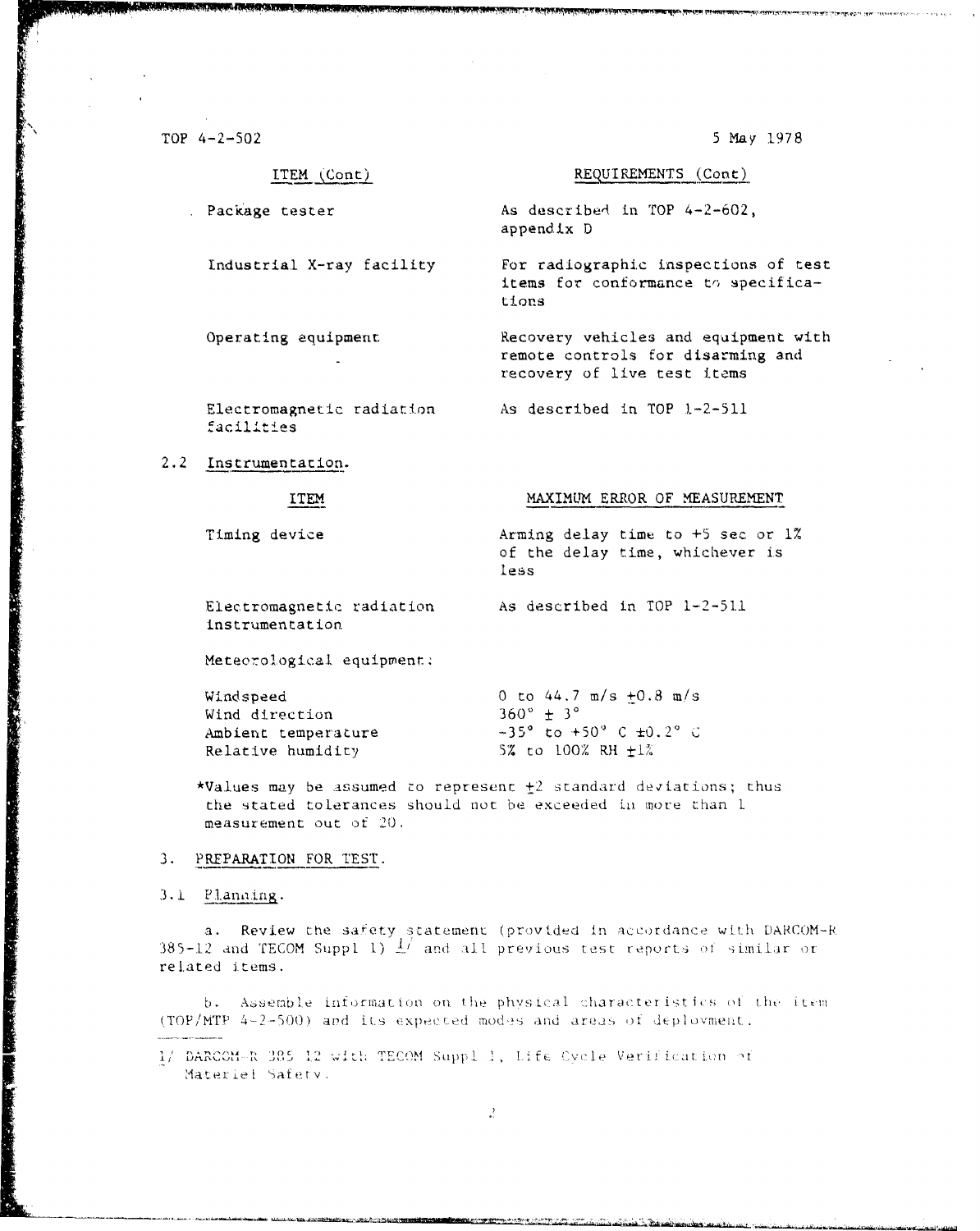| ITEM (Cont) | REQUIREMENTS (Cont) |
|---|---|
| Package tester | As described in TOP 4-2-602, appendix D |
| Industrial X-ray facility | For radiographic inspections of test items for conformance to specifications |
| Operating equipment | Recovery vehicles and equipment with remote controls for disarming and recovery of live test items |
| Electromagnetic radiation facilities | As described in TOP 1-2-511 |

2.2 Instrumentation.

| ITEM | MAXIMUM ERROR OF MEASUREMENT |
|---|---|
| Timing device | Arming delay time to +5 sec or 1% of the delay time, whichever is less |
| Electromagnetic radiation instrumentation | As described in TOP 1-2-511 |
| Meteorological equipment: | |
| Windspeed | 0 to 44.7 m/s ±0.8 m/s |
| Wind direction | 360° ± 3° |
| Ambient temperature | -35° to +50° C ±0.2° C |
| Relative humidity | 5% to 100% RH ±1% |

*Values may be assumed to represent ±2 standard deviations; thus the stated tolerances should not be exceeded in more than 1 measurement out of 20.

## 3. PREPARATION FOR TEST.

3.1 Planning.

a. Review the safety statement (provided in accordance with DARCOM-R 385-12 and TECOM Suppl 1) [1/] and all previous test reports of similar or related items.

b. Assemble information on the physical characteristics of the item (TOP/MTP 4-2-500) and its expected modes and areas of deployment.

1/ DARCOM-R 385-12 with TECOM Suppl 1, Life Cycle Verification of Materiel Safety.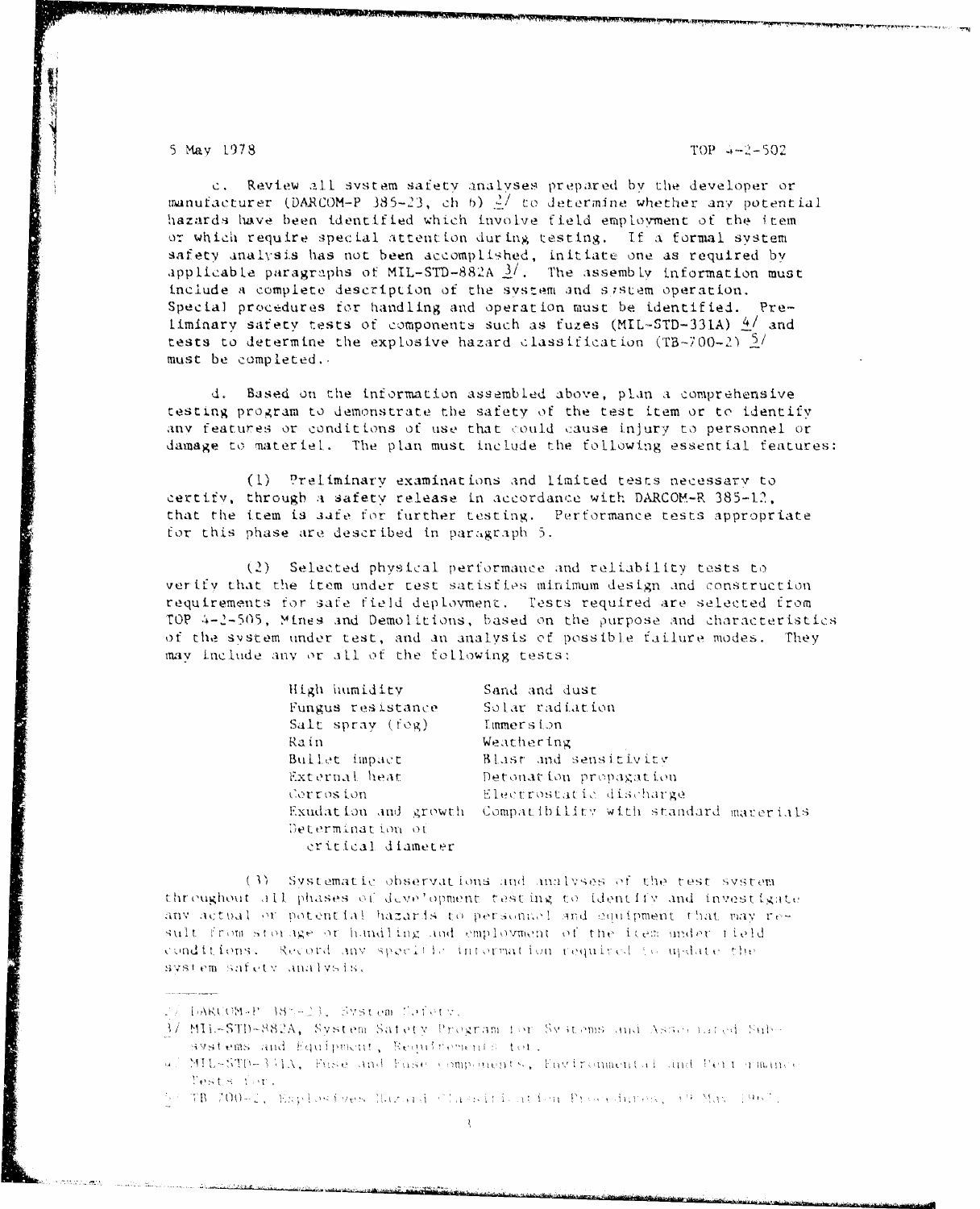c. Review all system safety analyses prepared by the developer or manufacturer (DARCOM-P 385-23, ch 6) [2] to determine whether any potential hazards have been identified which involve field employment of the item or which require special attention during testing. If a formal system safety analysis has not been accomplished, initiate one as required by applicable paragraphs of MIL-STD-882A [3]. The assembly information must include a complete description of the system and system operation. Special procedures for handling and operation must be identified. Preliminary safety tests of components such as fuzes (MIL-STD-331A) [4] and tests to determine the explosive hazard classification (TB-700-2) [5] must be completed.

d. Based on the information assembled above, plan a comprehensive testing program to demonstrate the safety of the test item or to identify any features or conditions of use that could cause injury to personnel or damage to materiel. The plan must include the following essential features:

(1) Preliminary examinations and limited tests necessary to certify, through a safety release in accordance with DARCOM-R 385-12, that the item is safe for further testing. Performance tests appropriate for this phase are described in paragraph 5.

(2) Selected physical performance and reliability tests to verify that the item under test satisfies minimum design and construction requirements for safe field deployment. Tests required are selected from TOP 4-2-505, Mines and Demolitions, based on the purpose and characteristics of the system under test, and an analysis of possible failure modes. They may include any or all of the following tests:

| | |
|---|---|
| High humidity | Sand and dust |
| Fungus resistance | Solar radiation |
| Salt spray (fog) | Immersion |
| Rain | Weathering |
| Bullet impact | Blast and sensitivity |
| External heat | Detonation propagation |
| Corrosion | Electrostatic discharge |
| Exudation and growth | Compatibility with standard materials |
| Determination of critical diameter | |

(3) Systematic observations and analyses of the test system throughout all phases of development testing to identify and investigate any actual or potential hazards to personnel and equipment that may result from storage or handling and employment of the item under field conditions. Record any specific information required to update the system safety analysis.

---

[2] DARCOM-P 385-23, System Safety.

[3] MIL-STD-882A, System Safety Program for Systems and Associated Subsystems and Equipment, Requirements for.

[4] MIL-STD-331A, Fuse and Fuse Components, Environmental and Performance Tests for.

[5] TB 700-2, Explosives Hazard Classification Procedures, 19 May 1967.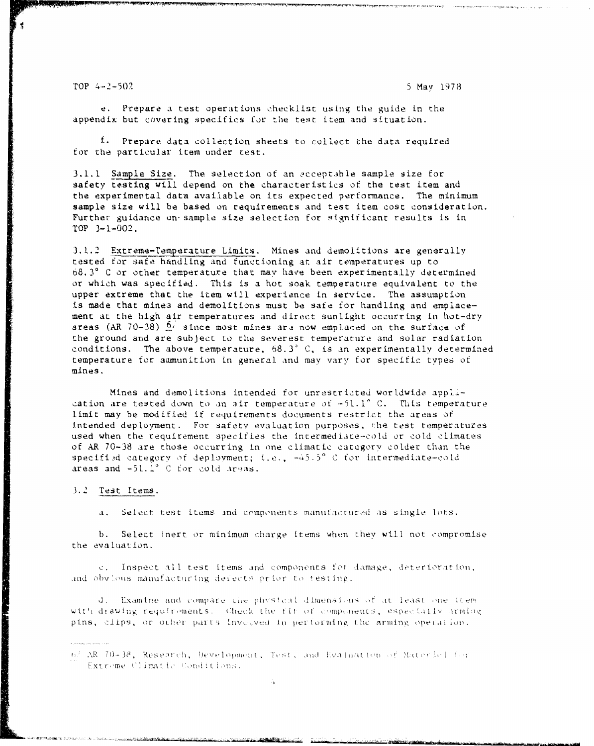e. Prepare a test operations checklist using the guide in the appendix but covering specifics for the test item and situation.

f. Prepare data collection sheets to collect the data required for the particular item under test.

3.1.1 Sample Size. The selection of an acceptable sample size for safety testing will depend on the characteristics of the test item and the experimental data available on its expected performance. The minimum sample size will be based on requirements and test item cost consideration. Further guidance on sample size selection for significant results is in TOP 3-1-002.

3.1.2 Extreme-Temperature Limits. Mines and demolitions are generally tested for safe handling and functioning at air temperatures up to 68.3° C or other temperature that may have been experimentally determined or which was specified. This is a hot soak temperature equivalent to the upper extreme that the item will experience in service. The assumption is made that mines and demolitions must be safe for handling and emplacement at the high air temperatures and direct sunlight occurring in hot-dry areas (AR 70-38) [6] since most mines are now emplaced on the surface of the ground and are subject to the severest temperature and solar radiation conditions. The above temperature, 68.3° C, is an experimentally determined temperature for ammunition in general and may vary for specific types of mines.

Mines and demolitions intended for unrestricted worldwide application are tested down to an air temperature of -51.1° C. This temperature limit may be modified if requirements documents restrict the areas of intended deployment. For safety evaluation purposes, the test temperatures used when the requirement specifies the intermediate-cold or cold climates of AR 70-38 are those occurring in one climatic category colder than the specified category of deployment; i.e., -45.5° C for intermediate-cold areas and -51.1° C for cold areas.

3.2 Test Items.

a. Select test items and components manufactured as single lots.

b. Select inert or minimum charge items when they will not compromise the evaluation.

c. Inspect all test items and components for damage, deterioration, and obvious manufacturing defects prior to testing.

d. Examine and compare the physical dimensions of at least one item with drawing requirements. Check the fit of components, especially arming pins, clips, or other parts involved in performing the arming operation.

---

[6] AR 70-38, Research, Development, Test, and Evaluation of Materiel for Extreme Climatic Conditions.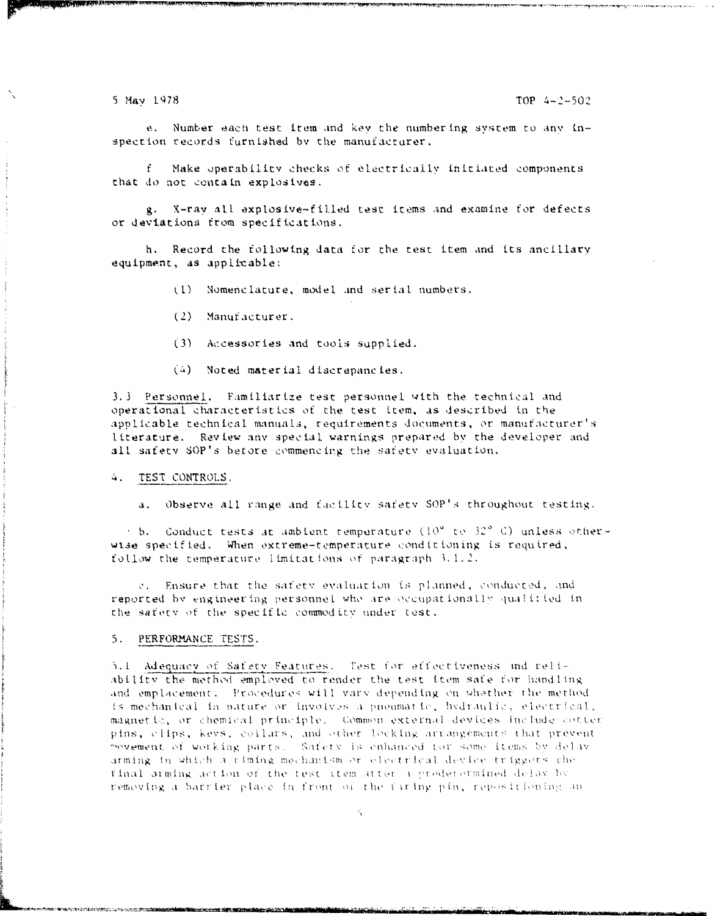e. Number each test item and key the numbering system to any inspection records furnished by the manufacturer.

f. Make operability checks of electrically initiated components that do not contain explosives.

g. X-ray all explosive-filled test items and examine for defects or deviations from specifications.

h. Record the following data for the test item and its ancillary equipment, as applicable:

(1) Nomenclature, model and serial numbers.

(2) Manufacturer.

(3) Accessories and tools supplied.

(4) Noted material discrepancies.

3.3 Personnel. Familiarize test personnel with the technical and operational characteristics of the test item, as described in the applicable technical manuals, requirements documents, or manufacturer's literature. Review any special warnings prepared by the developer and all safety SOP's before commencing the safety evaluation.

## 4. TEST CONTROLS.

a. Observe all range and facility safety SOP's throughout testing.

b. Conduct tests at ambient temperature (10° to 32° C) unless otherwise specified. When extreme-temperature conditioning is required, follow the temperature limitations of paragraph 3.1.2.

c. Ensure that the safety evaluation is planned, conducted, and reported by engineering personnel who are occupationally qualified in the safety of the specific commodity under test.

## 5. PERFORMANCE TESTS.

5.1 Adequacy of Safety Features. Test for effectiveness and reliability the method employed to render the test item safe for handling and emplacement. Procedures will vary depending on whether the method is mechanical in nature or involves a pneumatic, hydraulic, electrical, magnetic, or chemical principle. Common external devices include cotter pins, clips, keys, collars, and other locking arrangements that prevent movement of working parts. Safety is enhanced for some items by delay arming in which a timing mechanism or electrical device triggers the final arming action of the test item after a predetermined delay by removing a barrier place in front of the firing pin, repositioning an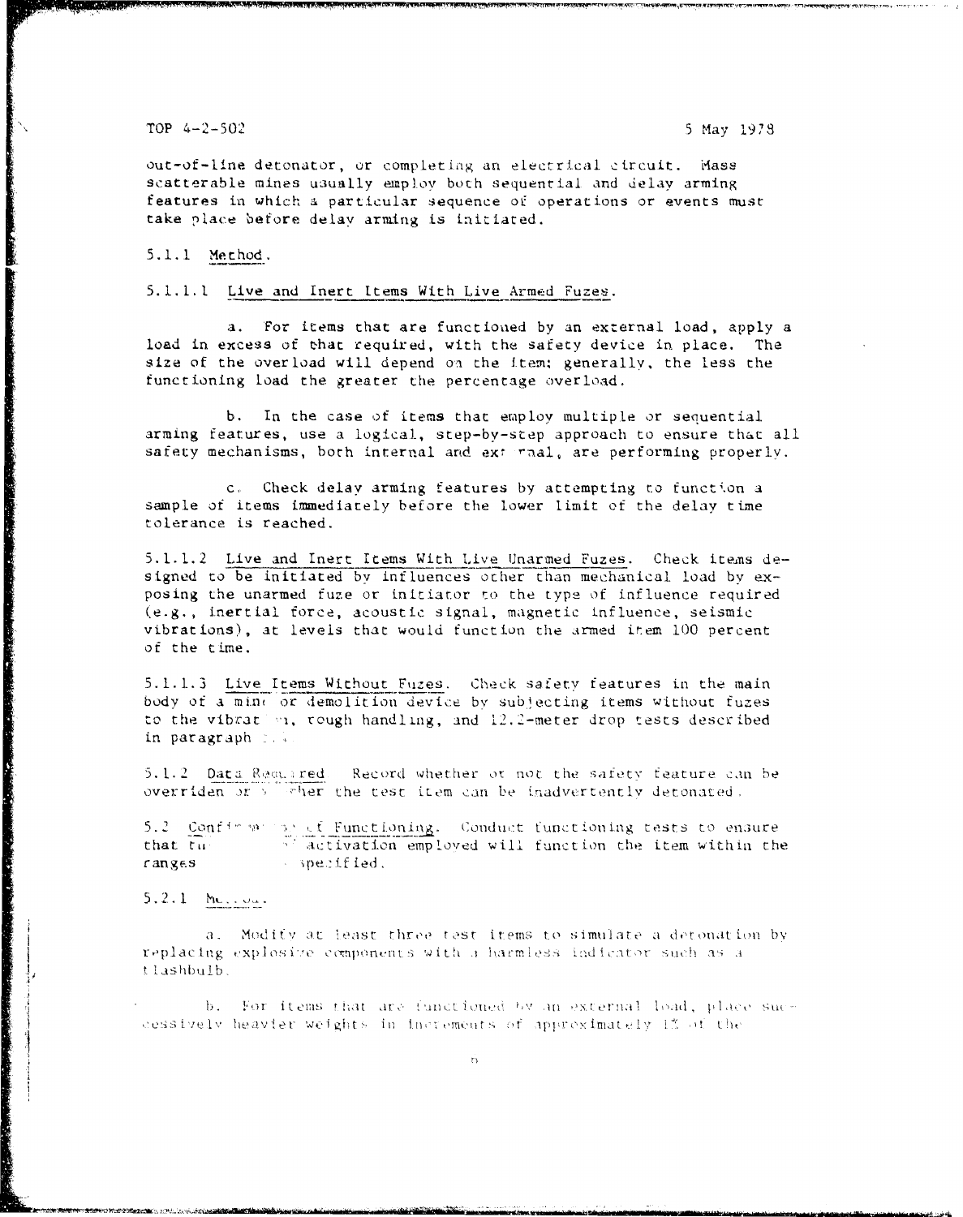out-of-line detonator, or completing an electrical circuit. Mass scatterable mines usually employ both sequential and delay arming features in which a particular sequence of operations or events must take place before delay arming is initiated.

5.1.1 Method.

5.1.1.1 Live and Inert Items With Live Armed Fuzes.

a. For items that are functioned by an external load, apply a load in excess of that required, with the safety device in place. The size of the overload will depend on the item; generally, the less the functioning load the greater the percentage overload.

b. In the case of items that employ multiple or sequential arming features, use a logical, step-by-step approach to ensure that all safety mechanisms, both internal and external, are performing properly.

c. Check delay arming features by attempting to function a sample of items immediately before the lower limit of the delay time tolerance is reached.

5.1.1.2 Live and Inert Items With Live Unarmed Fuzes. Check items designed to be initiated by influences other than mechanical load by exposing the unarmed fuze or initiator to the type of influence required (e.g., inertial force, acoustic signal, magnetic influence, seismic vibrations), at levels that would function the armed item 100 percent of the time.

5.1.1.3 Live Items Without Fuzes. Check safety features in the main body of a mine or demolition device by subjecting items without fuzes to the vibration, rough handling, and 12.2-meter drop tests described in paragraph 5.4.

5.1.2 Data Required. Record whether or not the safety feature can be overriden or whether the test item can be inadvertently detonated.

5.2 Confirmation of Functioning. Conduct functioning tests to ensure that the ... of activation employed will function the item within the ranges ... specified.

5.2.1 Method.

a. Modify at least three test items to simulate a detonation by replacing explosive components with a harmless indicator such as a flashbulb.

b. For items that are functioned by an external load, place successively heavier weights in increments of approximately 1% of the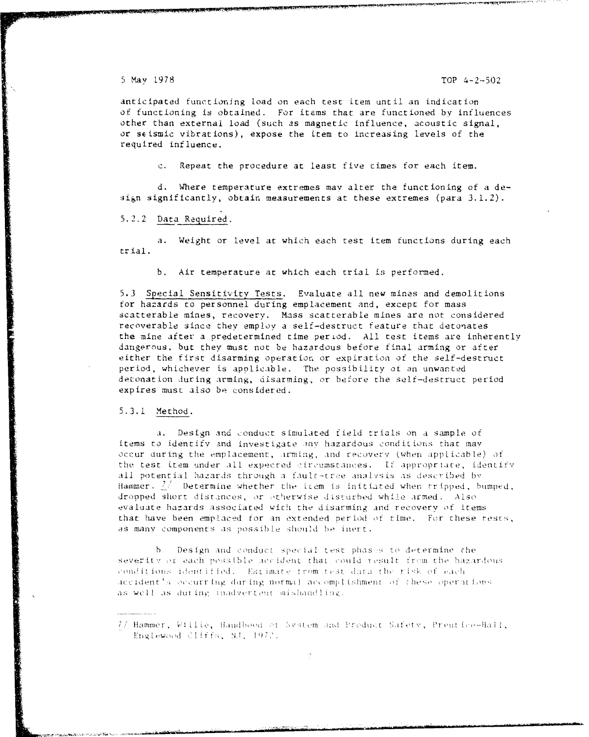anticipated functioning load on each test item until an indication of functioning is obtained. For items that are functioned by influences other than external load (such as magnetic influence, acoustic signal, or seismic vibrations), expose the item to increasing levels of the required influence.

c. Repeat the procedure at least five times for each item.

d. Where temperature extremes may alter the functioning of a design significantly, obtain measurements at these extremes (para 3.1.2).

5.2.2 Data Required.

a. Weight or level at which each test item functions during each trial.

b. Air temperature at which each trial is performed.

5.3 Special Sensitivity Tests. Evaluate all new mines and demolitions for hazards to personnel during emplacement and, except for mass scatterable mines, recovery. Mass scatterable mines are not considered recoverable since they employ a self-destruct feature that detonates the mine after a predetermined time period. All test items are inherently dangerous, but they must not be hazardous before final arming or after either the first disarming operation or expiration of the self-destruct period, whichever is applicable. The possibility of an unwanted detonation during arming, disarming, or before the self-destruct period expires must also be considered.

5.3.1 Method.

a. Design and conduct simulated field trials on a sample of items to identify and investigate any hazardous conditions that may occur during the emplacement, arming, and recovery (when applicable) of the test item under all expected circumstances. If appropriate, identify all potential hazards through a fault-tree analysis as described by Hammer. [7] Determine whether the item is initiated when tripped, bumped, dropped short distances, or otherwise disturbed while armed. Also evaluate hazards associated with the disarming and recovery of items that have been emplaced for an extended period of time. For these tests, as many components as possible should be inert.

b. Design and conduct special test phases to determine the severity of each possible accident that could result from the hazardous conditions identified. Estimate from test data the risk of each accident's occurring during normal accomplishment of these operations as well as during inadvertent mishandling.

---

7/ Hammer, Willie, Handbook of System and Product Safety, Prentice-Hall, Englewood Cliffs, NJ, 1972.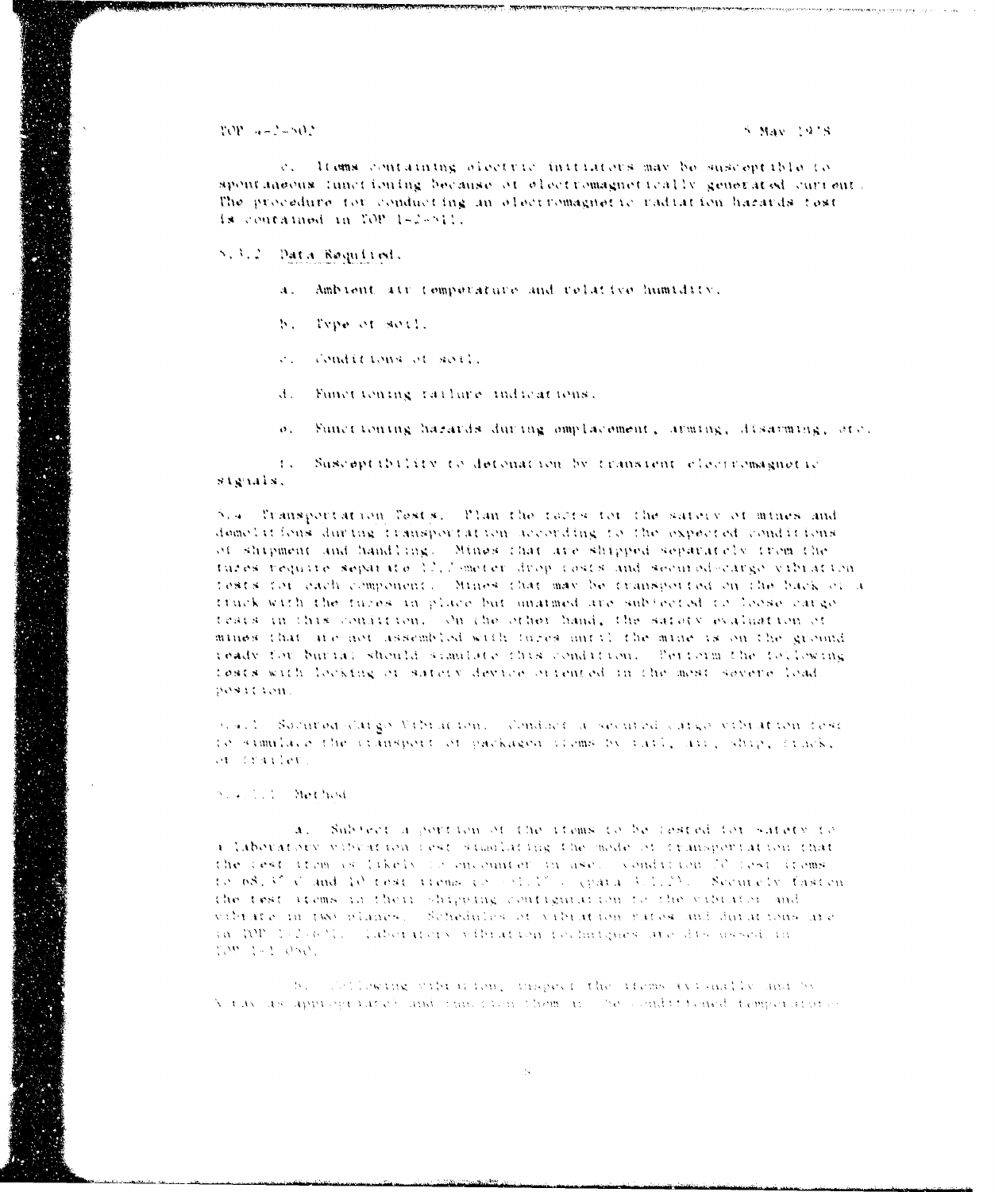c. Items containing electric initiators may be susceptible to spontaneous functioning because of electromagnetically generated current. The procedure for conducting an electromagnetic radiation hazards test is contained in TOP 1-2-511.

5.3.2 Data Required.

a. Ambient air temperature and relative humidity.

b. Type of soil.

c. Conditions of soil.

d. Functioning failure indications.

e. Functioning hazards during emplacement, arming, disarming, etc.

f. Susceptibility to detonation by transient electromagnetic signals.

5.4 Transportation Tests. Plan the tests for the safety of mines and demolitions during transportation according to the expected conditions of shipment and handling. Mines that are shipped separately from the fuzes require separate 12.2-meter drop tests and secured-cargo vibration tests for each component. Mines that may be transported on the back of a truck with the fuzes in place but unarmed are subjected to loose cargo tests in this condition. On the other hand, the safety evaluation of mines that are not assembled with fuzes until the mine is on the ground ready for burial should simulate this condition. Perform the following tests with locking or safety device oriented in the most severe load position.

5.4.1 Secured-Cargo Vibration. Conduct a secured cargo vibration test to simulate the transport of packaged items by rail, air, ship, truck, or trailer.

5.4.1.1 Method

a. Subject a portion of the items to be tested for safety to a laboratory vibration test simulating the mode of transportation that the test item is likely to encounter in use. Condition 20 test items to 68.3° C and 20 test items to -51.1° C (para 3.1.2). Securely fasten the test items in their shipping configuration to the vibrator and vibrate in two planes. Schedules of vibration rates and durations are in TOP 1-2-601. Laboratory vibration techniques are discussed in TOP 1-1-050.

b. Following vibration, inspect the items visually and by X-ray as appropriate and function them at the conditioned temperature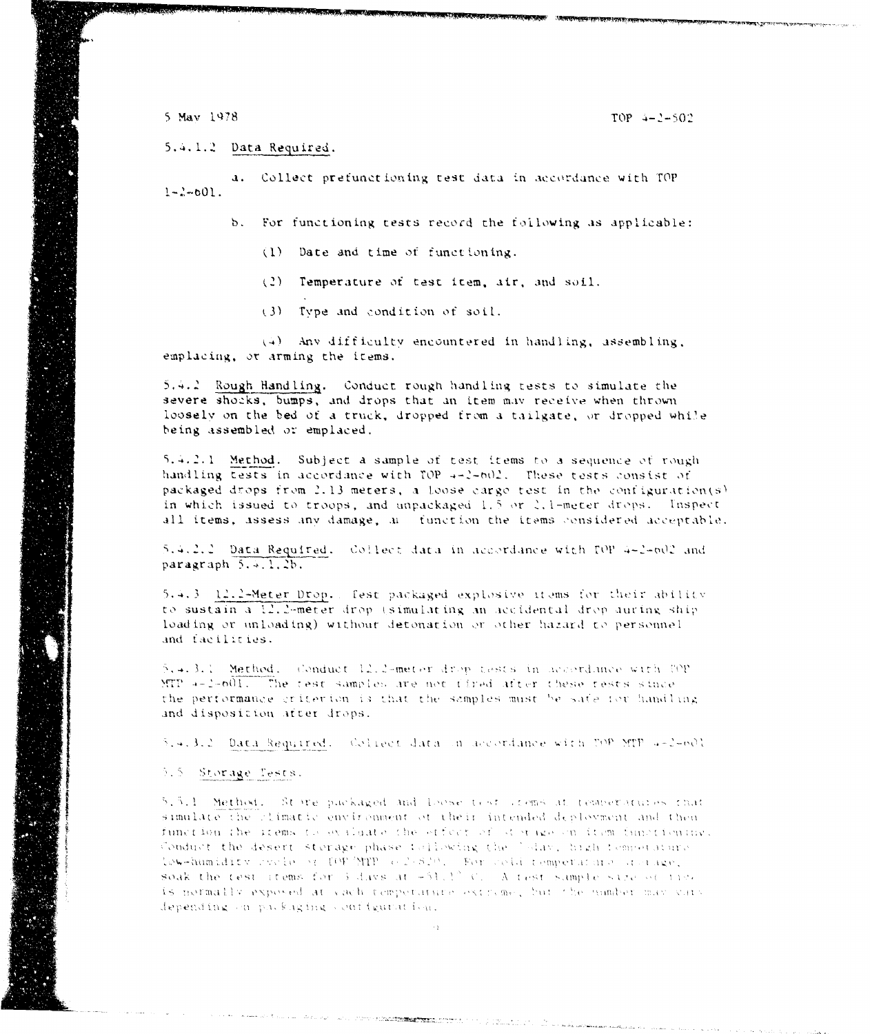5.4.1.2 Data Required.

a. Collect prefunctioning test data in accordance with TOP 1-2-601.

b. For functioning tests record the following as applicable:

(1) Date and time of functioning.

(2) Temperature of test item, air, and soil.

(3) Type and condition of soil.

(4) Any difficulty encountered in handling, assembling, emplacing, or arming the items.

5.4.2 Rough Handling. Conduct rough handling tests to simulate the severe shocks, bumps, and drops that an item may receive when thrown loosely on the bed of a truck, dropped from a tailgate, or dropped while being assembled or emplaced.

5.4.2.1 Method. Subject a sample of test items to a sequence of rough handling tests in accordance with TOP 4-2-602. These tests consist of packaged drops from 2.13 meters, a loose cargo test in the configuration(s) in which issued to troops, and unpackaged 1.5 or 2.1-meter drops. Inspect all items, assess any damage, and function the items considered acceptable.

5.4.2.2 Data Required. Collect data in accordance with TOP 4-2-602 and paragraph 5.4.1.2b.

5.4.3 12.2-Meter Drop. Test packaged explosive items for their ability to sustain a 12.2-meter drop (simulating an accidental drop during ship loading or unloading) without detonation or other hazard to personnel and facilities.

5.4.3.1 Method. Conduct 12.2-meter drop tests in accordance with TOP MTP 4-2-601. The test samples are not fired after these tests since the performance criterion is that the samples must be safe for handling and disposition after drops.

5.4.3.2 Data Required. Collect data in accordance with TOP MTP 4-2-601.

5.5 Storage Tests.

5.5.1 Method. Store packaged and loose test items at temperatures that simulate the climatic environment of their intended deployment and then function the items to evaluate the effect of storage on item functioning. Conduct the desert storage phase following the 7-day, high temperature low-humidity cycle of TOP/MTP 4-2-820. For cold temperature storage, soak the test items for 3 days at -51.1° C. A test sample size of five is normally exposed at each temperature extreme, but the number may vary depending on packaging configuration.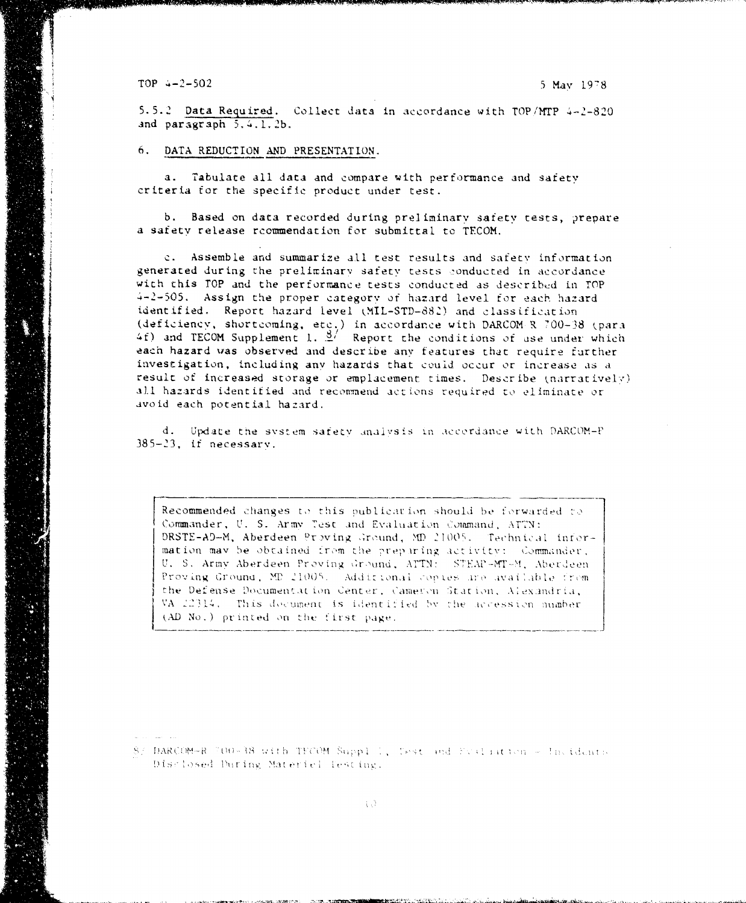5.5.2 Data Required. Collect data in accordance with TOP/MTP 4-2-820 and paragraph 5.4.1.2b.

## 6. DATA REDUCTION AND PRESENTATION.

a. Tabulate all data and compare with performance and safety criteria for the specific product under test.

b. Based on data recorded during preliminary safety tests, prepare a safety release recommendation for submittal to TECOM.

c. Assemble and summarize all test results and safety information generated during the preliminary safety tests conducted in accordance with this TOP and the performance tests conducted as described in TOP 4-2-505. Assign the proper category of hazard level for each hazard identified. Report hazard level (MIL-STD-882) and classification (deficiency, shortcoming, etc.) in accordance with DARCOM R 700-38 (para 4f) and TECOM Supplement 1. [8] Report the conditions of use under which each hazard was observed and describe any features that require further investigation, including any hazards that could occur or increase as a result of increased storage or emplacement times. Describe (narratively) all hazards identified and recommend actions required to eliminate or avoid each potential hazard.

d. Update the system safety analysis in accordance with DARCOM-P 385-23, if necessary.

Recommended changes to this publication should be forwarded to Commander, U. S. Army Test and Evaluation Command, ATTN: DRSTE-AD-M, Aberdeen Proving Ground, MD 21005. Technical information may be obtained from the preparing activity: Commander, U. S. Army Aberdeen Proving Ground, ATTN: STEAP-MT-M, Aberdeen Proving Ground, MD 21005. Additional copies are available from the Defense Documentation Center, Cameron Station, Alexandria, VA 22314. This document is identified by the accession number (AD No.) printed on the first page.

---

[8] DARCOM-R 700-38 with TECOM Suppl 1, Test and Evaluation - Incidents Disclosed During Materiel Testing.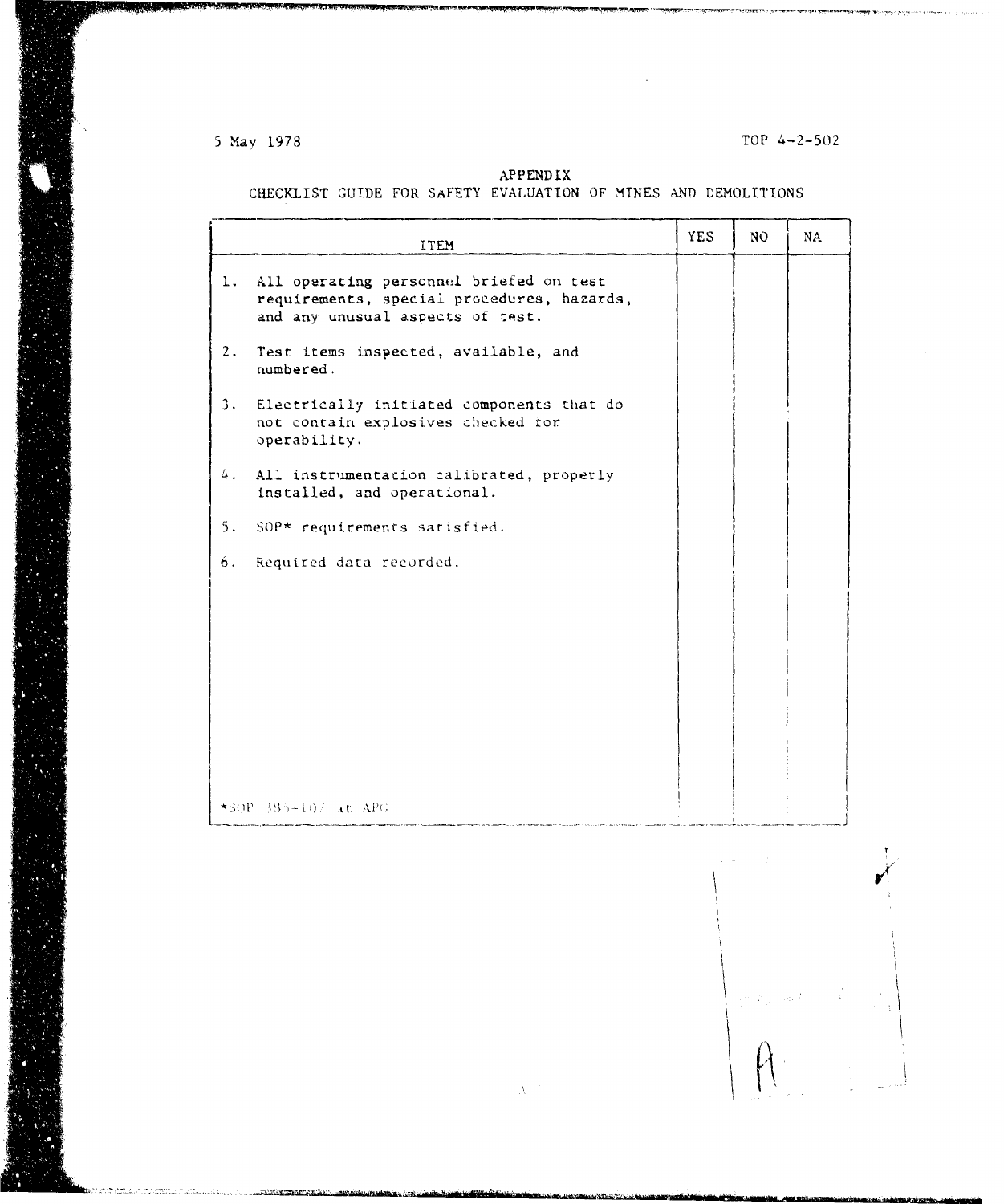## APPENDIX

## CHECKLIST GUIDE FOR SAFETY EVALUATION OF MINES AND DEMOLITIONS

| ITEM | YES | NO | NA |
|---|---|---|---|
| 1. All operating personnel briefed on test requirements, special procedures, hazards, and any unusual aspects of test. | | | |
| 2. Test items inspected, available, and numbered. | | | |
| 3. Electrically initiated components that do not contain explosives checked for operability. | | | |
| 4. All instrumentation calibrated, properly installed, and operational. | | | |
| 5. SOP* requirements satisfied. | | | |
| 6. Required data recorded. | | | |
| *SOP 385-107 at APG | | | |